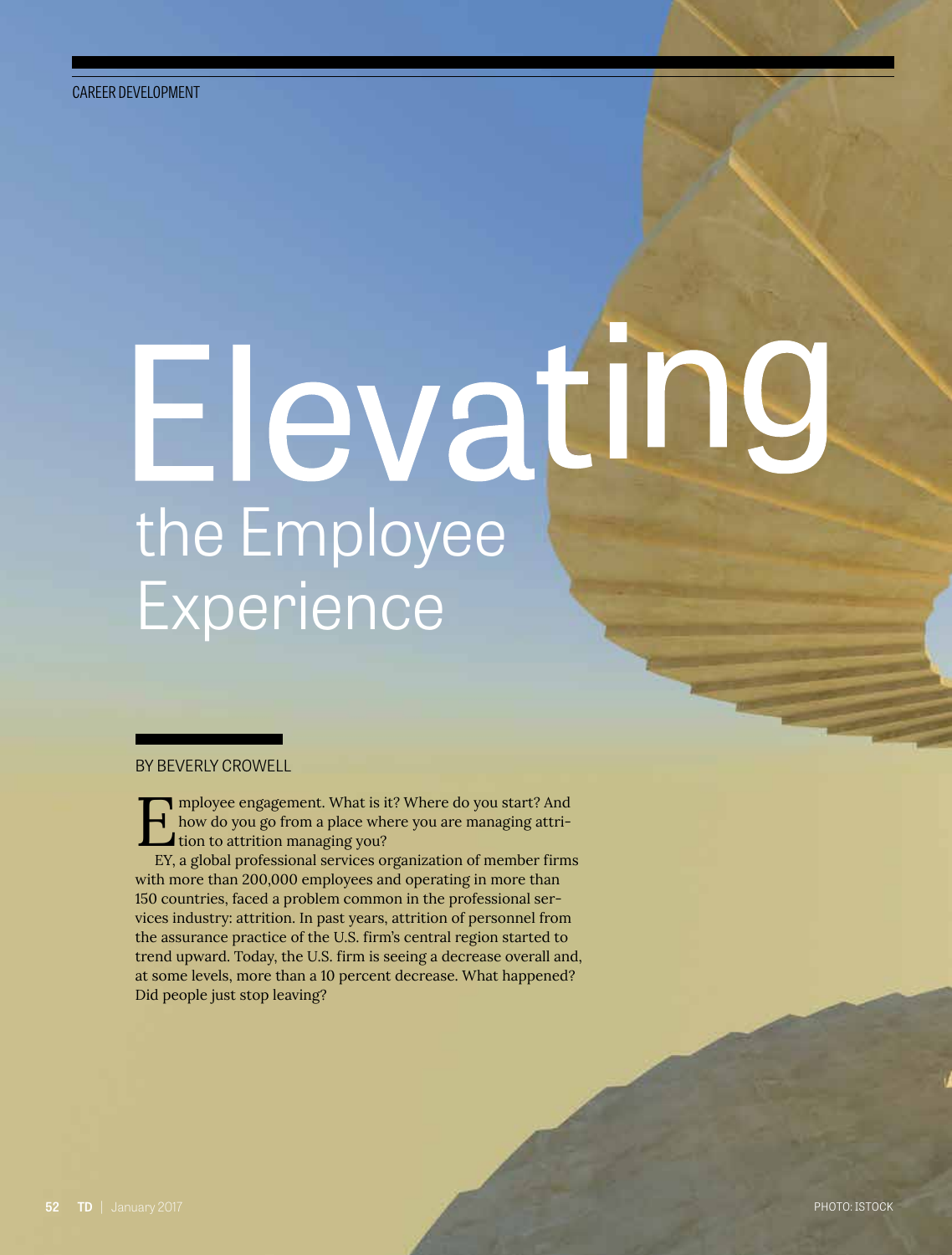CAREER DEVELOPMENT

# Elevating the Employee Experience

BY BEVERLY CROWELL

Employee engagement. What is it? Where do you start? And how do you go from a place where you are managing attrition to attrition managing you?

EY, a global professional services organization of member firms with more than 200,000 employees and operating in more than 150 countries, faced a problem common in the professional services industry: attrition. In past years, attrition of personnel from the assurance practice of the U.S. firm's central region started to trend upward. Today, the U.S. firm is seeing a decrease overall and, at some levels, more than a 10 percent decrease. What happened? Did people just stop leaving?

PHOTO: ISTOCK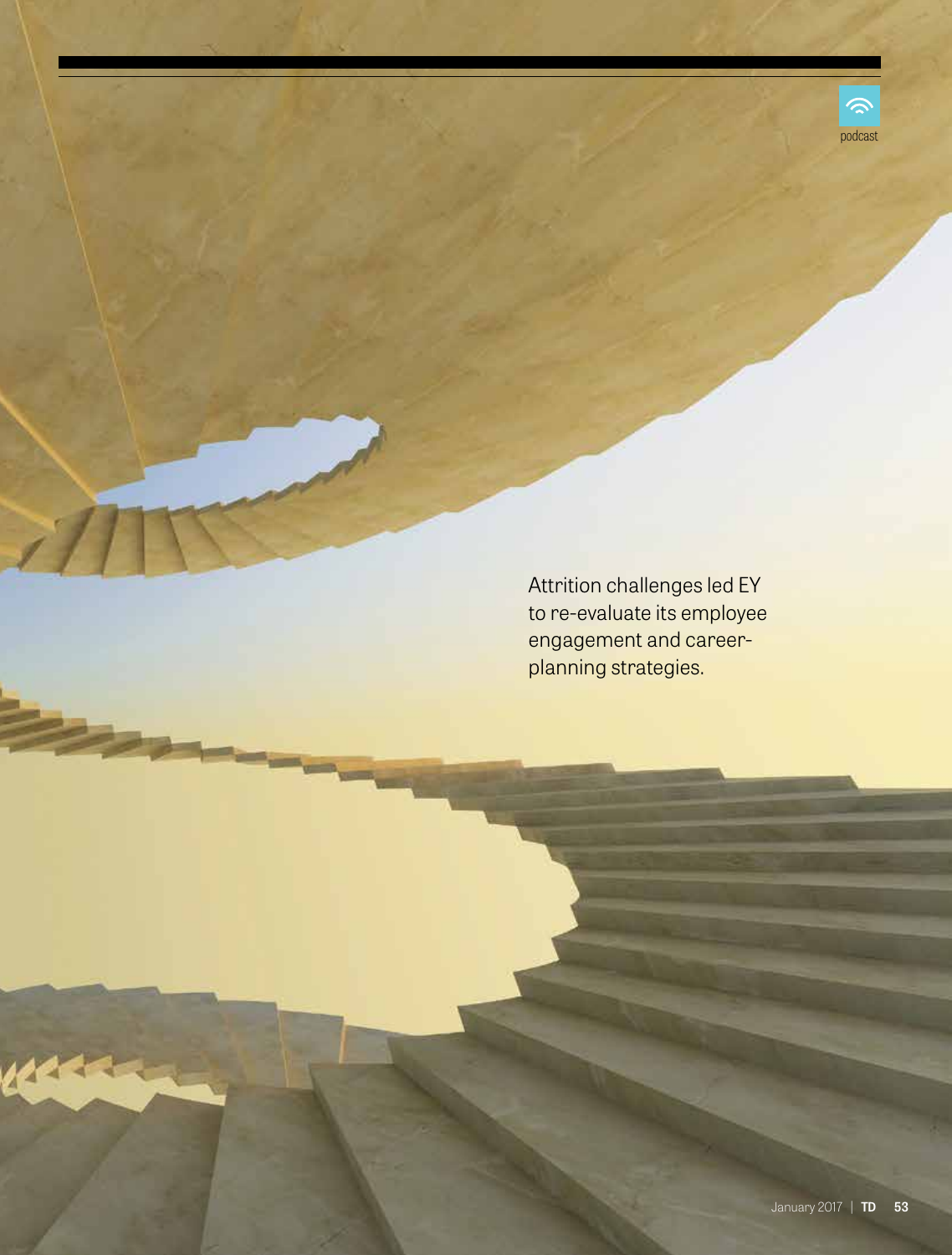podcast

Attrition challenges led EY to re-evaluate its employee engagement and career-planning strategies.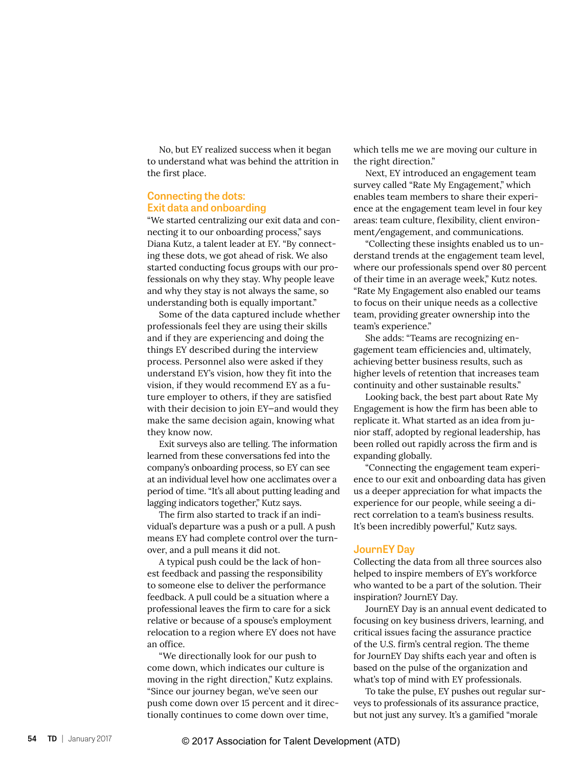No, but EY realized success when it began to understand what was behind the attrition in the first place.

## Connecting the dots: Exit data and onboarding

"We started centralizing our exit data and connecting it to our onboarding process," says Diana Kutz, a talent leader at EY. "By connecting these dots, we got ahead of risk. We also started conducting focus groups with our professionals on why they stay. Why people leave and why they stay is not always the same, so understanding both is equally important."

Some of the data captured include whether professionals feel they are using their skills and if they are experiencing and doing the things EY described during the interview process. Personnel also were asked if they understand EY's vision, how they fit into the vision, if they would recommend EY as a future employer to others, if they are satisfied with their decision to join EY—and would they make the same decision again, knowing what they know now.

Exit surveys also are telling. The information learned from these conversations fed into the company's onboarding process, so EY can see at an individual level how one acclimates over a period of time. "It's all about putting leading and lagging indicators together," Kutz says.

The firm also started to track if an individual's departure was a push or a pull. A push means EY had complete control over the turnover, and a pull means it did not.

A typical push could be the lack of honest feedback and passing the responsibility to someone else to deliver the performance feedback. A pull could be a situation where a professional leaves the firm to care for a sick relative or because of a spouse's employment relocation to a region where EY does not have an office.

"We directionally look for our push to come down, which indicates our culture is moving in the right direction," Kutz explains. "Since our journey began, we've seen our push come down over 15 percent and it directionally continues to come down over time, which tells me we are moving our culture in the right direction."

Next, EY introduced an engagement team survey called "Rate My Engagement," which enables team members to share their experience at the engagement team level in four key areas: team culture, flexibility, client environment/engagement, and communications.

"Collecting these insights enabled us to understand trends at the engagement team level, where our professionals spend over 80 percent of their time in an average week," Kutz notes. "Rate My Engagement also enabled our teams to focus on their unique needs as a collective team, providing greater ownership into the team's experience."

She adds: "Teams are recognizing engagement team efficiencies and, ultimately, achieving better business results, such as higher levels of retention that increases team continuity and other sustainable results."

Looking back, the best part about Rate My Engagement is how the firm has been able to replicate it. What started as an idea from junior staff, adopted by regional leadership, has been rolled out rapidly across the firm and is expanding globally.

"Connecting the engagement team experience to our exit and onboarding data has given us a deeper appreciation for what impacts the experience for our people, while seeing a direct correlation to a team's business results. It's been incredibly powerful," Kutz says.

## JournEY Day

Collecting the data from all three sources also helped to inspire members of EY's workforce who wanted to be a part of the solution. Their inspiration? JournEY Day.

JournEY Day is an annual event dedicated to focusing on key business drivers, learning, and critical issues facing the assurance practice of the U.S. firm's central region. The theme for JournEY Day shifts each year and often is based on the pulse of the organization and what's top of mind with EY professionals.

To take the pulse, EY pushes out regular surveys to professionals of its assurance practice, but not just any survey. It's a gamified "morale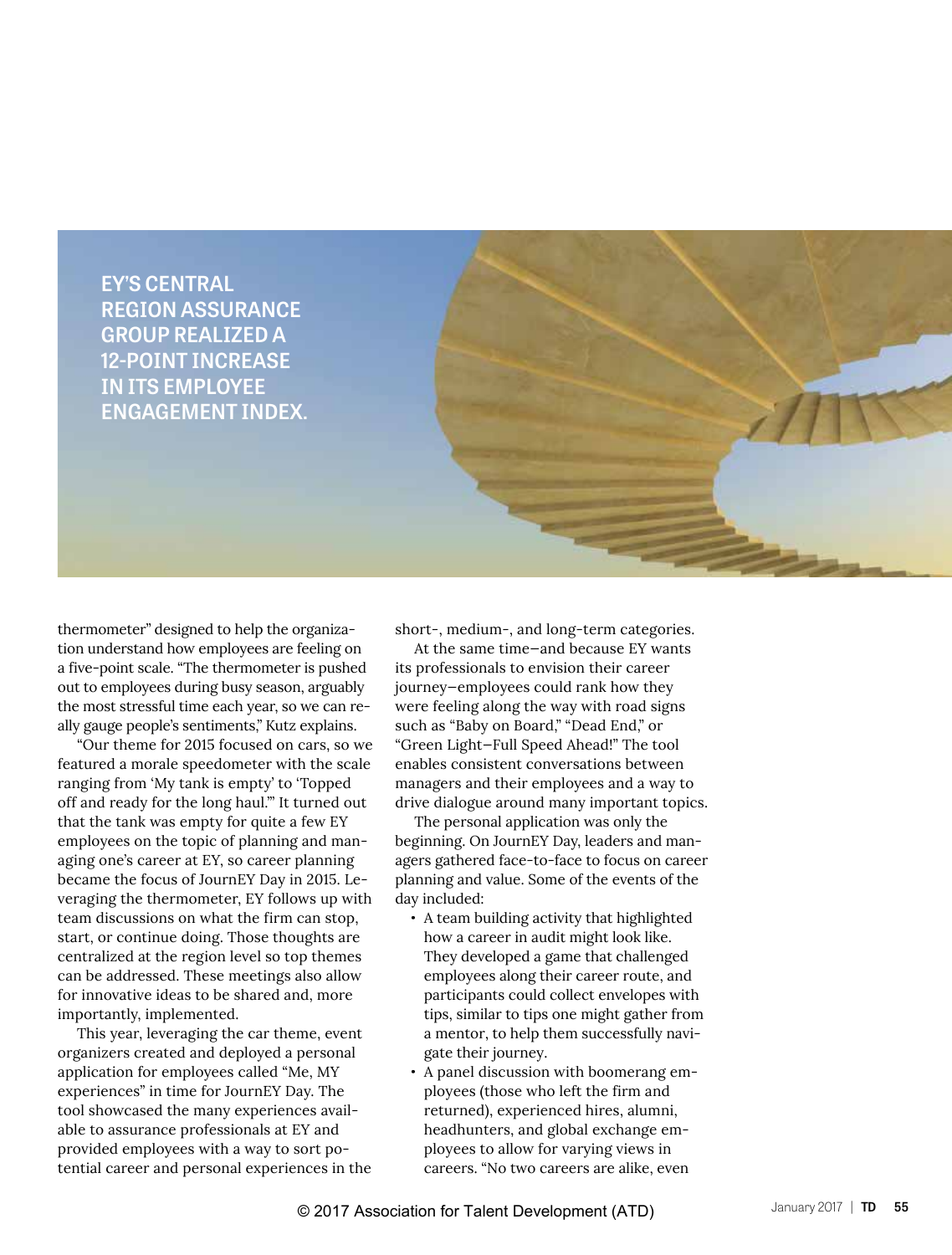**EY'S CENTRAL REGION ASSURANCE GROUP REALIZED A 12-POINT INCREASE IN ITS EMPLOYEE ENGAGEMENT INDEX.**

thermometer" designed to help the organization understand how employees are feeling on a five-point scale. "The thermometer is pushed out to employees during busy season, arguably the most stressful time each year, so we can really gauge people's sentiments," Kutz explains.

"Our theme for 2015 focused on cars, so we featured a morale speedometer with the scale ranging from 'My tank is empty' to 'Topped off and ready for the long haul.'" It turned out that the tank was empty for quite a few EY employees on the topic of planning and managing one's career at EY, so career planning became the focus of JournEY Day in 2015. Leveraging the thermometer, EY follows up with team discussions on what the firm can stop, start, or continue doing. Those thoughts are centralized at the region level so top themes can be addressed. These meetings also allow for innovative ideas to be shared and, more importantly, implemented.

This year, leveraging the car theme, event organizers created and deployed a personal application for employees called "Me, MY experiences" in time for JournEY Day. The tool showcased the many experiences available to assurance professionals at EY and provided employees with a way to sort potential career and personal experiences in the short-, medium-, and long-term categories.

At the same time—and because EY wants its professionals to envision their career journey—employees could rank how they were feeling along the way with road signs such as "Baby on Board," "Dead End," or "Green Light—Full Speed Ahead!" The tool enables consistent conversations between managers and their employees and a way to drive dialogue around many important topics.

The personal application was only the beginning. On JournEY Day, leaders and managers gathered face-to-face to focus on career planning and value. Some of the events of the day included:

- A team building activity that highlighted how a career in audit might look like. They developed a game that challenged employees along their career route, and participants could collect envelopes with tips, similar to tips one might gather from a mentor, to help them successfully navigate their journey.
- A panel discussion with boomerang employees (those who left the firm and returned), experienced hires, alumni, headhunters, and global exchange employees to allow for varying views in careers. "No two careers are alike, even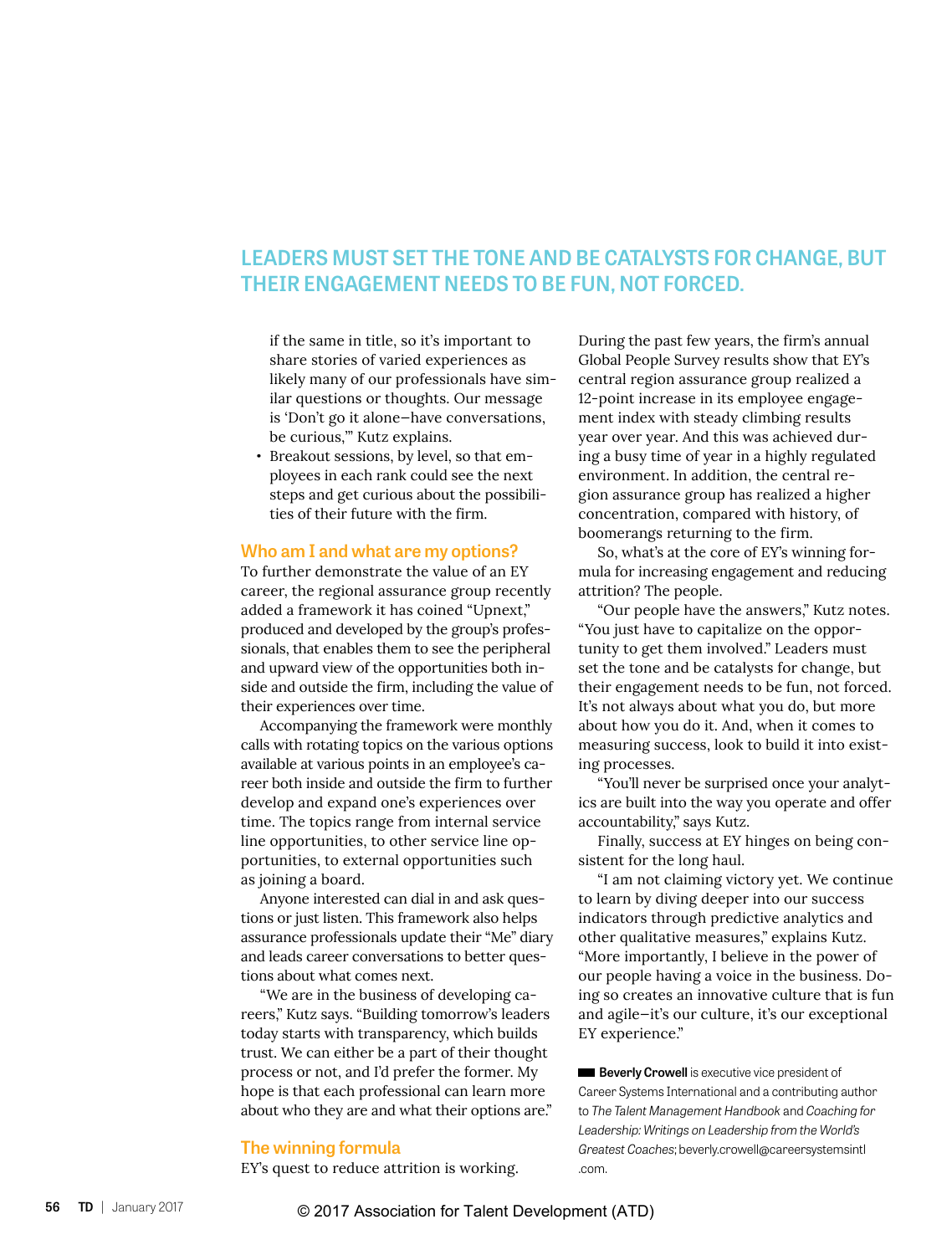## LEADERS MUST SET THE TONE AND BE CATALYSTS FOR CHANGE, BUT THEIR ENGAGEMENT NEEDS TO BE FUN, NOT FORCED.

if the same in title, so it's important to share stories of varied experiences as likely many of our professionals have similar questions or thoughts. Our message is 'Don't go it alone—have conversations, be curious,'" Kutz explains.

- Breakout sessions, by level, so that employees in each rank could see the next steps and get curious about the possibilities of their future with the firm.

### Who am I and what are my options?

To further demonstrate the value of an EY career, the regional assurance group recently added a framework it has coined "Upnext," produced and developed by the group's professionals, that enables them to see the peripheral and upward view of the opportunities both inside and outside the firm, including the value of their experiences over time.

Accompanying the framework were monthly calls with rotating topics on the various options available at various points in an employee's career both inside and outside the firm to further develop and expand one's experiences over time. The topics range from internal service line opportunities, to other service line opportunities, to external opportunities such as joining a board.

Anyone interested can dial in and ask questions or just listen. This framework also helps assurance professionals update their "Me" diary and leads career conversations to better questions about what comes next.

"We are in the business of developing careers," Kutz says. "Building tomorrow's leaders today starts with transparency, which builds trust. We can either be a part of their thought process or not, and I'd prefer the former. My hope is that each professional can learn more about who they are and what their options are."

### The winning formula

EY's quest to reduce attrition is working. During the past few years, the firm's annual Global People Survey results show that EY's central region assurance group realized a 12-point increase in its employee engagement index with steady climbing results year over year. And this was achieved during a busy time of year in a highly regulated environment. In addition, the central region assurance group has realized a higher concentration, compared with history, of boomerangs returning to the firm.

So, what's at the core of EY's winning formula for increasing engagement and reducing attrition? The people.

"Our people have the answers," Kutz notes. "You just have to capitalize on the opportunity to get them involved." Leaders must set the tone and be catalysts for change, but their engagement needs to be fun, not forced. It's not always about what you do, but more about how you do it. And, when it comes to measuring success, look to build it into existing processes.

"You'll never be surprised once your analytics are built into the way you operate and offer accountability," says Kutz.

Finally, success at EY hinges on being consistent for the long haul.

"I am not claiming victory yet. We continue to learn by diving deeper into our success indicators through predictive analytics and other qualitative measures," explains Kutz. "More importantly, I believe in the power of our people having a voice in the business. Doing so creates an innovative culture that is fun and agile—it's our culture, it's our exceptional EY experience."

**Beverly Crowell** is executive vice president of Career Systems International and a contributing author to *The Talent Management Handbook* and *Coaching for Leadership: Writings on Leadership from the World's Greatest Coaches*; beverly.crowell@careersystemsintl.com.

© 2017 Association for Talent Development (ATD)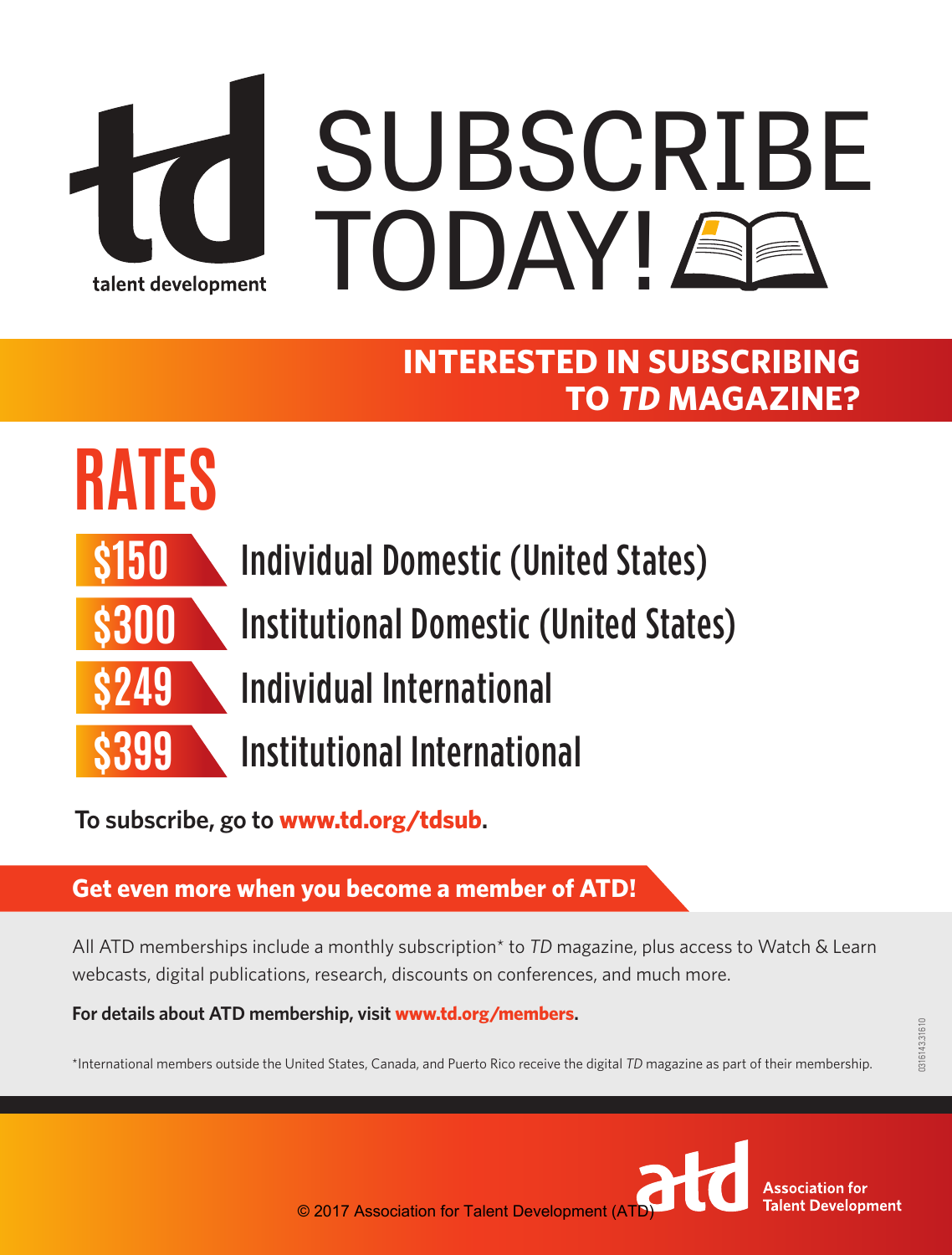td talent development

# SUBSCRIBE TODAY!

## INTERESTED IN SUBSCRIBING TO *TD* MAGAZINE?

# RATES

| | |
|---|---|
| $150 | Individual Domestic (United States) |
| $300 | Institutional Domestic (United States) |
| $249 | Individual International |
| $399 | Institutional International |

**To subscribe, go to www.td.org/tdsub.**

**Get even more when you become a member of ATD!**

All ATD memberships include a monthly subscription* to *TD* magazine, plus access to Watch & Learn webcasts, digital publications, research, discounts on conferences, and much more.

**For details about ATD membership, visit www.td.org/members.**

*International members outside the United States, Canada, and Puerto Rico receive the digital *TD* magazine as part of their membership.

03161433161O

© 2017 Association for Talent Development (ATD)

atd Association for Talent Development